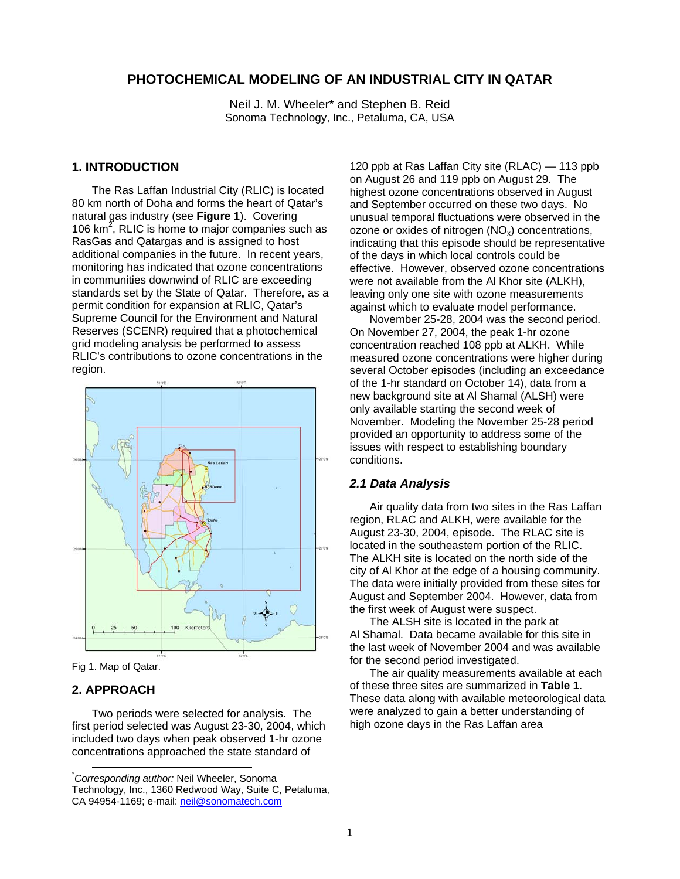# PHOTOCHEMICAL MODELING OF AN INDUSTRIAL CITY IN QATAR

Neil J. M. Wheeler* and Stephen B. Reid
Sonoma Technology, Inc., Petaluma, CA, USA

## 1. INTRODUCTION

The Ras Laffan Industrial City (RLIC) is located 80 km north of Doha and forms the heart of Qatar's natural gas industry (see **Figure 1**). Covering 106 $km^2$, RLIC is home to major companies such as RasGas and Qatargas and is assigned to host additional companies in the future. In recent years, monitoring has indicated that ozone concentrations in communities downwind of RLIC are exceeding standards set by the State of Qatar. Therefore, as a permit condition for expansion at RLIC, Qatar's Supreme Council for the Environment and Natural Reserves (SCENR) required that a photochemical grid modeling analysis be performed to assess RLIC's contributions to ozone concentrations in the region.

Fig 1. Map of Qatar.

## 2. APPROACH

Two periods were selected for analysis. The first period selected was August 23-30, 2004, which included two days when peak observed 1-hr ozone concentrations approached the state standard of 120 ppb at Ras Laffan City site (RLAC) — 113 ppb on August 26 and 119 ppb on August 29. The highest ozone concentrations observed in August and September occurred on these two days. No unusual temporal fluctuations were observed in the ozone or oxides of nitrogen ($NO_x$) concentrations, indicating that this episode should be representative of the days in which local controls could be effective. However, observed ozone concentrations were not available from the Al Khor site (ALKH), leaving only one site with ozone measurements against which to evaluate model performance.

November 25-28, 2004 was the second period. On November 27, 2004, the peak 1-hr ozone concentration reached 108 ppb at ALKH. While measured ozone concentrations were higher during several October episodes (including an exceedance of the 1-hr standard on October 14), data from a new background site at Al Shamal (ALSH) were only available starting the second week of November. Modeling the November 25-28 period provided an opportunity to address some of the issues with respect to establishing boundary conditions.

### *2.1 Data Analysis*

Air quality data from two sites in the Ras Laffan region, RLAC and ALKH, were available for the August 23-30, 2004, episode. The RLAC site is located in the southeastern portion of the RLIC. The ALKH site is located on the north side of the city of Al Khor at the edge of a housing community. The data were initially provided from these sites for August and September 2004. However, data from the first week of August were suspect.

The ALSH site is located in the park at Al Shamal. Data became available for this site in the last week of November 2004 and was available for the second period investigated.

The air quality measurements available at each of these three sites are summarized in **Table 1**. These data along with available meteorological data were analyzed to gain a better understanding of high ozone days in the Ras Laffan area

---

*Corresponding author: Neil Wheeler, Sonoma Technology, Inc., 1360 Redwood Way, Suite C, Petaluma, CA 94954-1169; e-mail: neil@sonomatech.com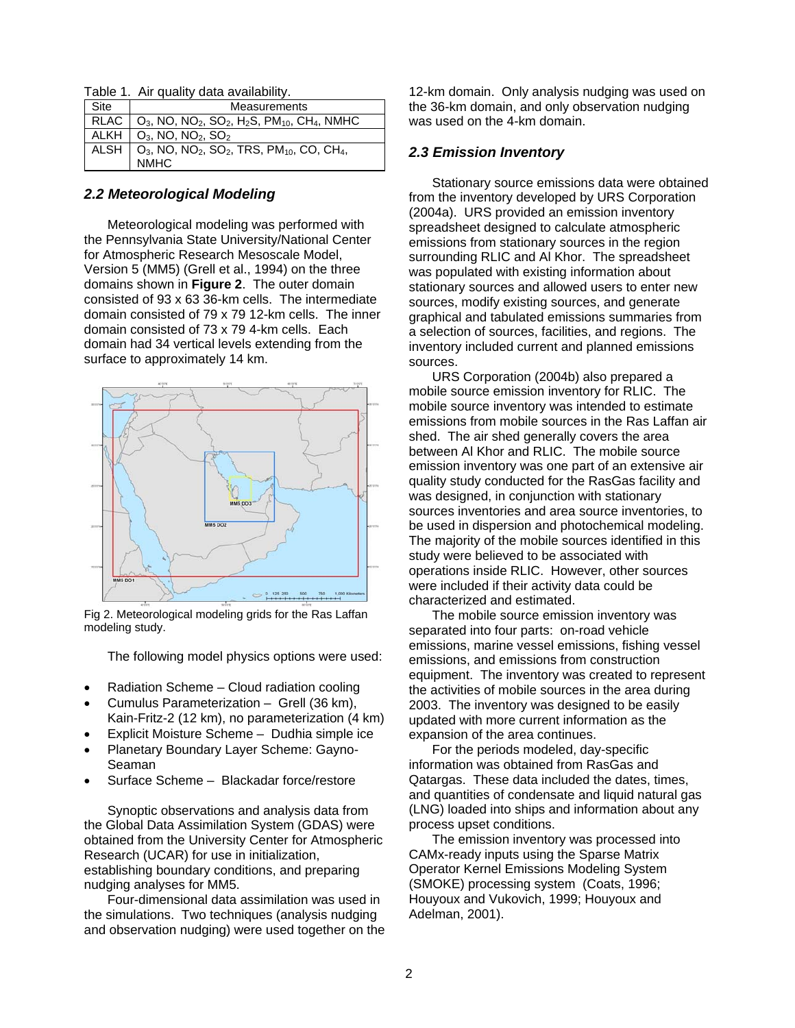Table 1. Air quality data availability.

| Site | Measurements |
|---|---|
| RLAC | $O_3$, NO, $NO_2$, $SO_2$, $H_2S$, $PM_{10}$, $CH_4$, NMHC |
| ALKH | $O_3$, NO, $NO_2$, $SO_2$ |
| ALSH | $O_3$, NO, $NO_2$, $SO_2$, TRS, $PM_{10}$, CO, $CH_4$, NMHC |

## *2.2 Meteorological Modeling*

Meteorological modeling was performed with the Pennsylvania State University/National Center for Atmospheric Research Mesoscale Model, Version 5 (MM5) (Grell et al., 1994) on the three domains shown in **Figure 2**. The outer domain consisted of 93 x 63 36-km cells. The intermediate domain consisted of 79 x 79 12-km cells. The inner domain consisted of 73 x 79 4-km cells. Each domain had 34 vertical levels extending from the surface to approximately 14 km.

Fig 2. Meteorological modeling grids for the Ras Laffan modeling study.

The following model physics options were used:

- Radiation Scheme – Cloud radiation cooling
- Cumulus Parameterization – Grell (36 km), Kain-Fritz-2 (12 km), no parameterization (4 km)
- Explicit Moisture Scheme – Dudhia simple ice
- Planetary Boundary Layer Scheme: Gayno-Seaman
- Surface Scheme – Blackadar force/restore

Synoptic observations and analysis data from the Global Data Assimilation System (GDAS) were obtained from the University Center for Atmospheric Research (UCAR) for use in initialization, establishing boundary conditions, and preparing nudging analyses for MM5.

Four-dimensional data assimilation was used in the simulations. Two techniques (analysis nudging and observation nudging) were used together on the 12-km domain. Only analysis nudging was used on the 36-km domain, and only observation nudging was used on the 4-km domain.

## *2.3 Emission Inventory*

Stationary source emissions data were obtained from the inventory developed by URS Corporation (2004a). URS provided an emission inventory spreadsheet designed to calculate atmospheric emissions from stationary sources in the region surrounding RLIC and Al Khor. The spreadsheet was populated with existing information about stationary sources and allowed users to enter new sources, modify existing sources, and generate graphical and tabulated emissions summaries from a selection of sources, facilities, and regions. The inventory included current and planned emissions sources.

URS Corporation (2004b) also prepared a mobile source emission inventory for RLIC. The mobile source inventory was intended to estimate emissions from mobile sources in the Ras Laffan air shed. The air shed generally covers the area between Al Khor and RLIC. The mobile source emission inventory was one part of an extensive air quality study conducted for the RasGas facility and was designed, in conjunction with stationary sources inventories and area source inventories, to be used in dispersion and photochemical modeling. The majority of the mobile sources identified in this study were believed to be associated with operations inside RLIC. However, other sources were included if their activity data could be characterized and estimated.

The mobile source emission inventory was separated into four parts: on-road vehicle emissions, marine vessel emissions, fishing vessel emissions, and emissions from construction equipment. The inventory was created to represent the activities of mobile sources in the area during 2003. The inventory was designed to be easily updated with more current information as the expansion of the area continues.

For the periods modeled, day-specific information was obtained from RasGas and Qatargas. These data included the dates, times, and quantities of condensate and liquid natural gas (LNG) loaded into ships and information about any process upset conditions.

The emission inventory was processed into CAMx-ready inputs using the Sparse Matrix Operator Kernel Emissions Modeling System (SMOKE) processing system (Coats, 1996; Houyoux and Vukovich, 1999; Houyoux and Adelman, 2001).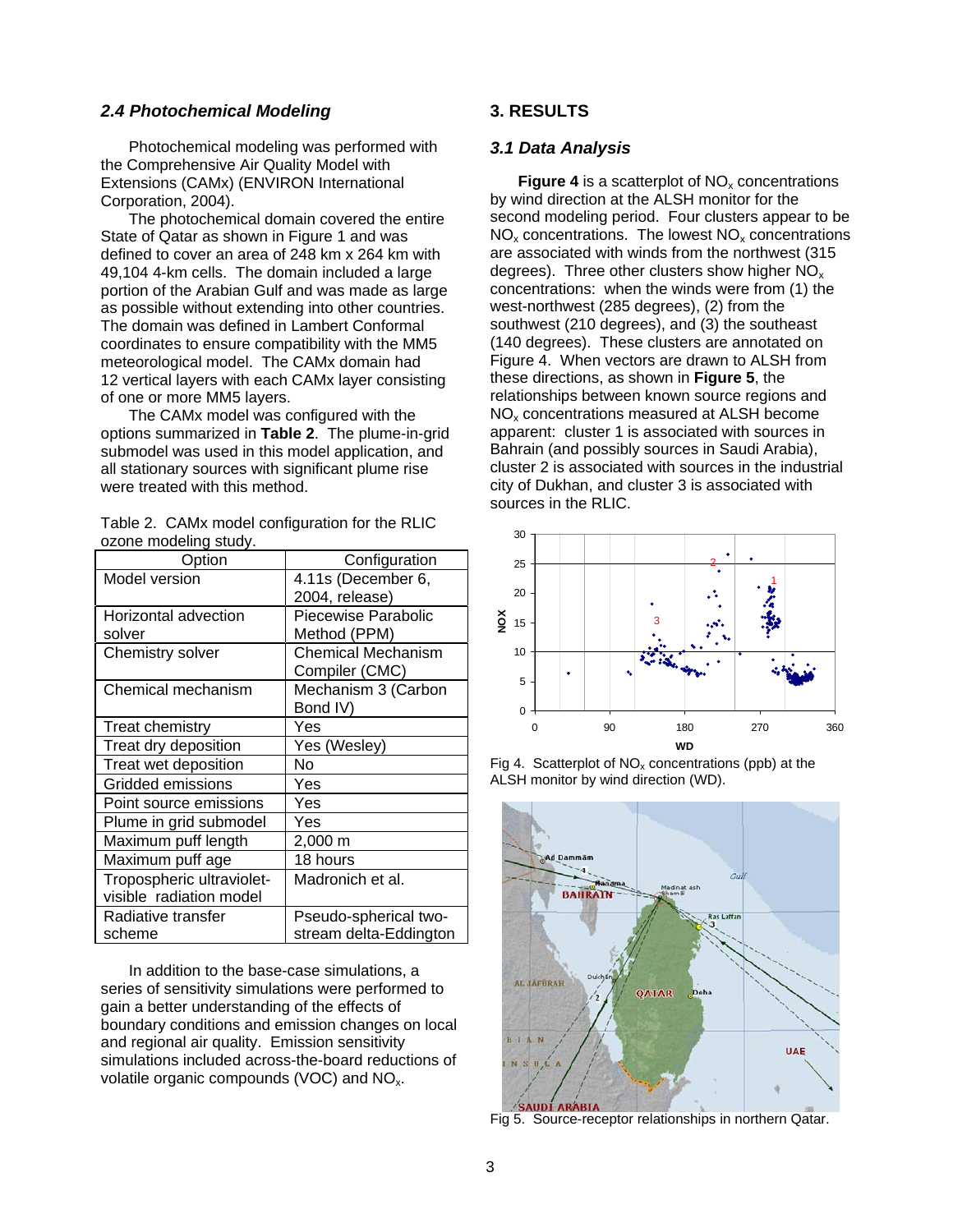### 2.4 Photochemical Modeling

Photochemical modeling was performed with the Comprehensive Air Quality Model with Extensions (CAMx) (ENVIRON International Corporation, 2004).

The photochemical domain covered the entire State of Qatar as shown in Figure 1 and was defined to cover an area of 248 km x 264 km with 49,104 4-km cells. The domain included a large portion of the Arabian Gulf and was made as large as possible without extending into other countries. The domain was defined in Lambert Conformal coordinates to ensure compatibility with the MM5 meteorological model. The CAMx domain had 12 vertical layers with each CAMx layer consisting of one or more MM5 layers.

The CAMx model was configured with the options summarized in **Table 2**. The plume-in-grid submodel was used in this model application, and all stationary sources with significant plume rise were treated with this method.

Table 2. CAMx model configuration for the RLIC ozone modeling study.

| Option | Configuration |
|---|---|
| Model version | 4.11s (December 6, 2004, release) |
| Horizontal advection solver | Piecewise Parabolic Method (PPM) |
| Chemistry solver | Chemical Mechanism Compiler (CMC) |
| Chemical mechanism | Mechanism 3 (Carbon Bond IV) |
| Treat chemistry | Yes |
| Treat dry deposition | Yes (Wesley) |
| Treat wet deposition | No |
| Gridded emissions | Yes |
| Point source emissions | Yes |
| Plume in grid submodel | Yes |
| Maximum puff length | 2,000 m |
| Maximum puff age | 18 hours |
| Tropospheric ultraviolet-visible radiation model | Madronich et al. |
| Radiative transfer scheme | Pseudo-spherical two-stream delta-Eddington |

In addition to the base-case simulations, a series of sensitivity simulations were performed to gain a better understanding of the effects of boundary conditions and emission changes on local and regional air quality. Emission sensitivity simulations included across-the-board reductions of volatile organic compounds (VOC) and $NO_x$.

## 3. RESULTS

### 3.1 Data Analysis

**Figure 4** is a scatterplot of $NO_x$ concentrations by wind direction at the ALSH monitor for the second modeling period. Four clusters appear to be $NO_x$ concentrations. The lowest $NO_x$ concentrations are associated with winds from the northwest (315 degrees). Three other clusters show higher $NO_x$ concentrations: when the winds were from (1) the west-northwest (285 degrees), (2) from the southwest (210 degrees), and (3) the southeast (140 degrees). These clusters are annotated on Figure 4. When vectors are drawn to ALSH from these directions, as shown in **Figure 5**, the relationships between known source regions and $NO_x$ concentrations measured at ALSH become apparent: cluster 1 is associated with sources in Bahrain (and possibly sources in Saudi Arabia), cluster 2 is associated with sources in the industrial city of Dukhan, and cluster 3 is associated with sources in the RLIC.

Fig 4. Scatterplot of $NO_x$ concentrations (ppb) at the ALSH monitor by wind direction (WD).

Fig 5. Source-receptor relationships in northern Qatar.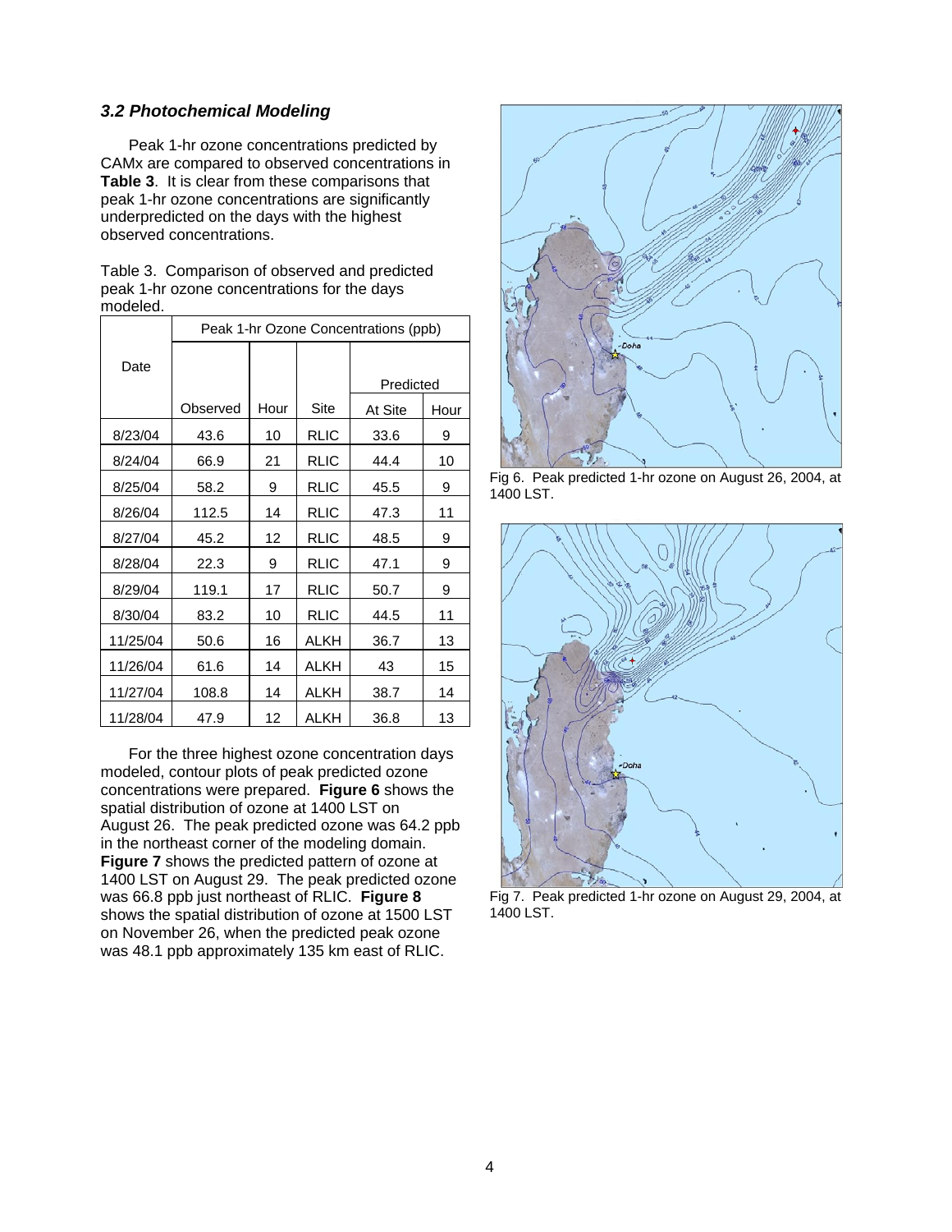### *3.2 Photochemical Modeling*

Peak 1-hr ozone concentrations predicted by CAMx are compared to observed concentrations in **Table 3**. It is clear from these comparisons that peak 1-hr ozone concentrations are significantly underpredicted on the days with the highest observed concentrations.

Table 3. Comparison of observed and predicted peak 1-hr ozone concentrations for the days modeled.

| Date | Peak 1-hr Ozone Concentrations (ppb) | | | | |
|---|---|---|---|---|---|
| | | | | Predicted | |
| | Observed | Hour | Site | At Site | Hour |
| 8/23/04 | 43.6 | 10 | RLIC | 33.6 | 9 |
| 8/24/04 | 66.9 | 21 | RLIC | 44.4 | 10 |
| 8/25/04 | 58.2 | 9 | RLIC | 45.5 | 9 |
| 8/26/04 | 112.5 | 14 | RLIC | 47.3 | 11 |
| 8/27/04 | 45.2 | 12 | RLIC | 48.5 | 9 |
| 8/28/04 | 22.3 | 9 | RLIC | 47.1 | 9 |
| 8/29/04 | 119.1 | 17 | RLIC | 50.7 | 9 |
| 8/30/04 | 83.2 | 10 | RLIC | 44.5 | 11 |
| 11/25/04 | 50.6 | 16 | ALKH | 36.7 | 13 |
| 11/26/04 | 61.6 | 14 | ALKH | 43 | 15 |
| 11/27/04 | 108.8 | 14 | ALKH | 38.7 | 14 |
| 11/28/04 | 47.9 | 12 | ALKH | 36.8 | 13 |

For the three highest ozone concentration days modeled, contour plots of peak predicted ozone concentrations were prepared. **Figure 6** shows the spatial distribution of ozone at 1400 LST on August 26. The peak predicted ozone was 64.2 ppb in the northeast corner of the modeling domain. **Figure 7** shows the predicted pattern of ozone at 1400 LST on August 29. The peak predicted ozone was 66.8 ppb just northeast of RLIC. **Figure 8** shows the spatial distribution of ozone at 1500 LST on November 26, when the predicted peak ozone was 48.1 ppb approximately 135 km east of RLIC.

Fig 6. Peak predicted 1-hr ozone on August 26, 2004, at 1400 LST.

Fig 7. Peak predicted 1-hr ozone on August 29, 2004, at 1400 LST.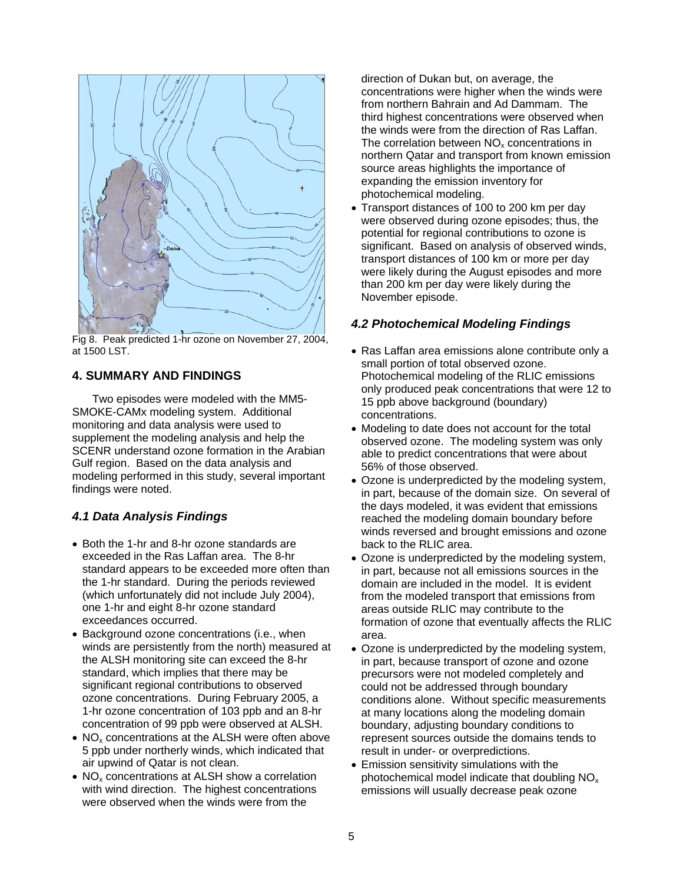Fig 8. Peak predicted 1-hr ozone on November 27, 2004, at 1500 LST.

## 4. SUMMARY AND FINDINGS

Two episodes were modeled with the MM5-SMOKE-CAMx modeling system. Additional monitoring and data analysis were used to supplement the modeling analysis and help the SCENR understand ozone formation in the Arabian Gulf region. Based on the data analysis and modeling performed in this study, several important findings were noted.

### *4.1 Data Analysis Findings*

- Both the 1-hr and 8-hr ozone standards are exceeded in the Ras Laffan area. The 8-hr standard appears to be exceeded more often than the 1-hr standard. During the periods reviewed (which unfortunately did not include July 2004), one 1-hr and eight 8-hr ozone standard exceedances occurred.
- Background ozone concentrations (i.e., when winds are persistently from the north) measured at the ALSH monitoring site can exceed the 8-hr standard, which implies that there may be significant regional contributions to observed ozone concentrations. During February 2005, a 1-hr ozone concentration of 103 ppb and an 8-hr concentration of 99 ppb were observed at ALSH.
- $NO_x$ concentrations at the ALSH were often above 5 ppb under northerly winds, which indicated that air upwind of Qatar is not clean.
- $NO_x$ concentrations at ALSH show a correlation with wind direction. The highest concentrations were observed when the winds were from the direction of Dukan but, on average, the concentrations were higher when the winds were from northern Bahrain and Ad Dammam. The third highest concentrations were observed when the winds were from the direction of Ras Laffan. The correlation between $NO_x$ concentrations in northern Qatar and transport from known emission source areas highlights the importance of expanding the emission inventory for photochemical modeling.
- Transport distances of 100 to 200 km per day were observed during ozone episodes; thus, the potential for regional contributions to ozone is significant. Based on analysis of observed winds, transport distances of 100 km or more per day were likely during the August episodes and more than 200 km per day were likely during the November episode.

### *4.2 Photochemical Modeling Findings*

- Ras Laffan area emissions alone contribute only a small portion of total observed ozone. Photochemical modeling of the RLIC emissions only produced peak concentrations that were 12 to 15 ppb above background (boundary) concentrations.
- Modeling to date does not account for the total observed ozone. The modeling system was only able to predict concentrations that were about 56% of those observed.
- Ozone is underpredicted by the modeling system, in part, because of the domain size. On several of the days modeled, it was evident that emissions reached the modeling domain boundary before winds reversed and brought emissions and ozone back to the RLIC area.
- Ozone is underpredicted by the modeling system, in part, because not all emissions sources in the domain are included in the model. It is evident from the modeled transport that emissions from areas outside RLIC may contribute to the formation of ozone that eventually affects the RLIC area.
- Ozone is underpredicted by the modeling system, in part, because transport of ozone and ozone precursors were not modeled completely and could not be addressed through boundary conditions alone. Without specific measurements at many locations along the modeling domain boundary, adjusting boundary conditions to represent sources outside the domains tends to result in under- or overpredictions.
- Emission sensitivity simulations with the photochemical model indicate that doubling $NO_x$ emissions will usually decrease peak ozone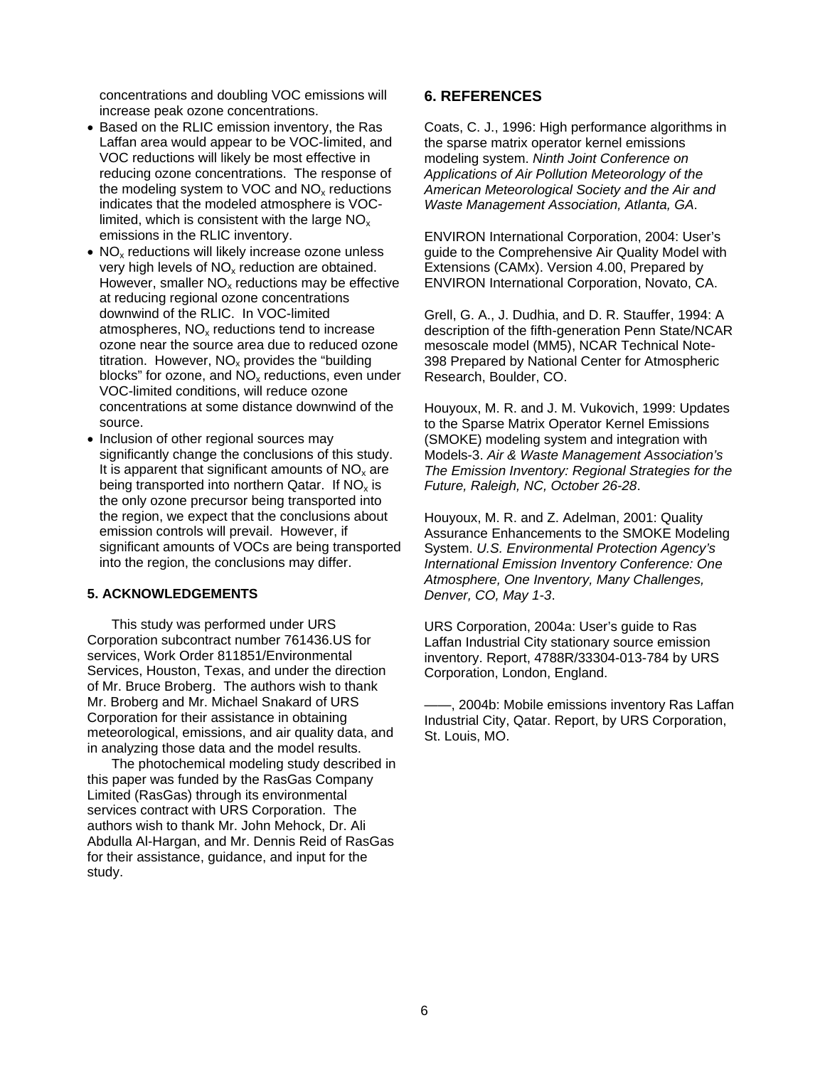concentrations and doubling VOC emissions will increase peak ozone concentrations.

- Based on the RLIC emission inventory, the Ras Laffan area would appear to be VOC-limited, and VOC reductions will likely be most effective in reducing ozone concentrations. The response of the modeling system to VOC and $NO_x$ reductions indicates that the modeled atmosphere is VOC-limited, which is consistent with the large $NO_x$ emissions in the RLIC inventory.
- $NO_x$ reductions will likely increase ozone unless very high levels of $NO_x$ reduction are obtained. However, smaller $NO_x$ reductions may be effective at reducing regional ozone concentrations downwind of the RLIC. In VOC-limited atmospheres, $NO_x$ reductions tend to increase ozone near the source area due to reduced ozone titration. However, $NO_x$ provides the "building blocks" for ozone, and $NO_x$ reductions, even under VOC-limited conditions, will reduce ozone concentrations at some distance downwind of the source.
- Inclusion of other regional sources may significantly change the conclusions of this study. It is apparent that significant amounts of $NO_x$ are being transported into northern Qatar. If $NO_x$ is the only ozone precursor being transported into the region, we expect that the conclusions about emission controls will prevail. However, if significant amounts of VOCs are being transported into the region, the conclusions may differ.

### 5. ACKNOWLEDGEMENTS

This study was performed under URS Corporation subcontract number 761436.US for services, Work Order 811851/Environmental Services, Houston, Texas, and under the direction of Mr. Bruce Broberg. The authors wish to thank Mr. Broberg and Mr. Michael Snakard of URS Corporation for their assistance in obtaining meteorological, emissions, and air quality data, and in analyzing those data and the model results.

The photochemical modeling study described in this paper was funded by the RasGas Company Limited (RasGas) through its environmental services contract with URS Corporation. The authors wish to thank Mr. John Mehock, Dr. Ali Abdulla Al-Hargan, and Mr. Dennis Reid of RasGas for their assistance, guidance, and input for the study.

## 6. REFERENCES

Coats, C. J., 1996: High performance algorithms in the sparse matrix operator kernel emissions modeling system. *Ninth Joint Conference on Applications of Air Pollution Meteorology of the American Meteorological Society and the Air and Waste Management Association, Atlanta, GA*.

ENVIRON International Corporation, 2004: User's guide to the Comprehensive Air Quality Model with Extensions (CAMx). Version 4.00, Prepared by ENVIRON International Corporation, Novato, CA.

Grell, G. A., J. Dudhia, and D. R. Stauffer, 1994: A description of the fifth-generation Penn State/NCAR mesoscale model (MM5), NCAR Technical Note-398 Prepared by National Center for Atmospheric Research, Boulder, CO.

Houyoux, M. R. and J. M. Vukovich, 1999: Updates to the Sparse Matrix Operator Kernel Emissions (SMOKE) modeling system and integration with Models-3. *Air & Waste Management Association's The Emission Inventory: Regional Strategies for the Future, Raleigh, NC, October 26-28*.

Houyoux, M. R. and Z. Adelman, 2001: Quality Assurance Enhancements to the SMOKE Modeling System. *U.S. Environmental Protection Agency's International Emission Inventory Conference: One Atmosphere, One Inventory, Many Challenges, Denver, CO, May 1-3*.

URS Corporation, 2004a: User's guide to Ras Laffan Industrial City stationary source emission inventory. Report, 4788R/33304-013-784 by URS Corporation, London, England.

——, 2004b: Mobile emissions inventory Ras Laffan Industrial City, Qatar. Report, by URS Corporation, St. Louis, MO.